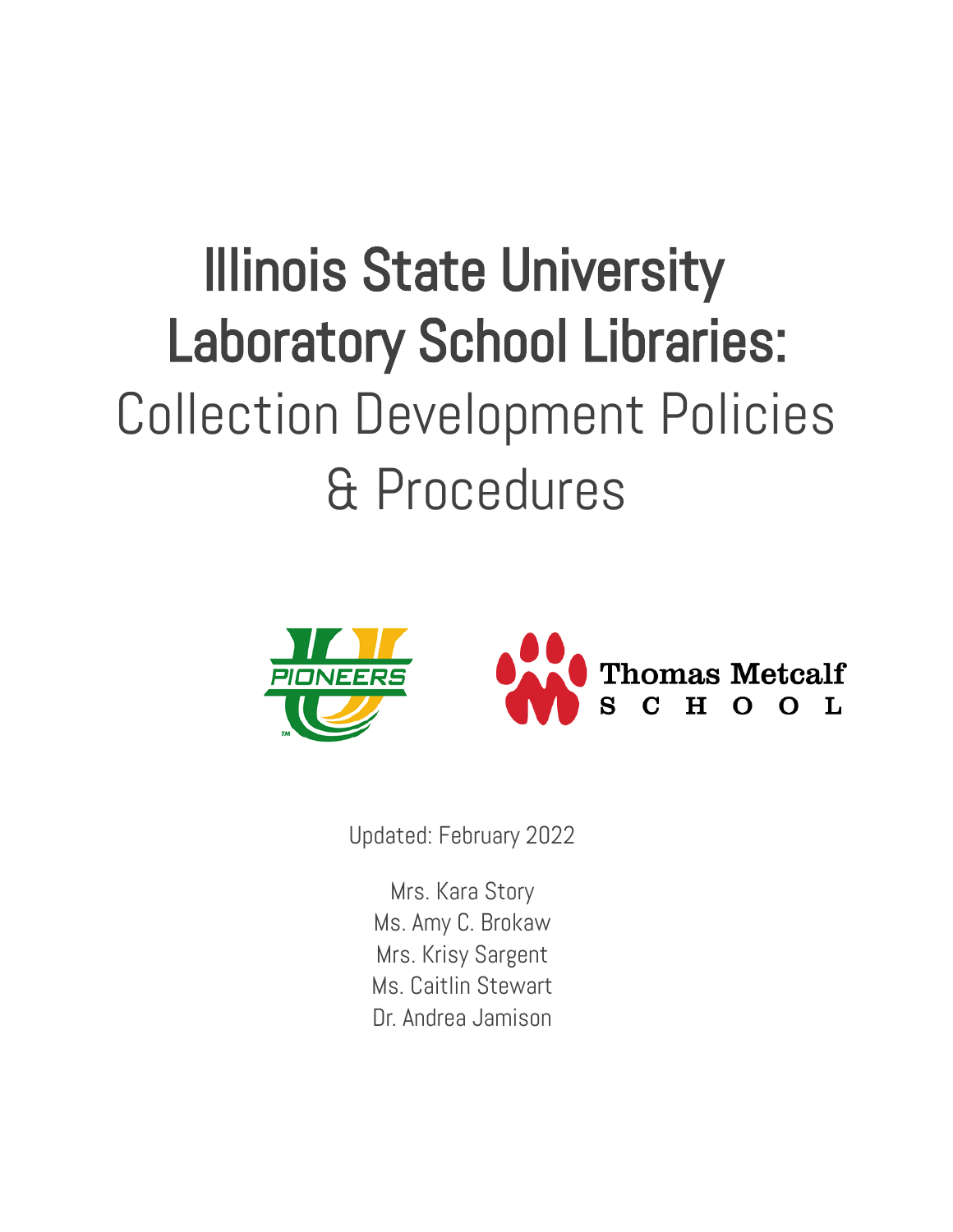# Illinois State University Laboratory School Libraries:

## Collection Development Policies & Procedures

Updated: February 2022

Mrs. Kara Story
Ms. Amy C. Brokaw
Mrs. Krisy Sargent
Ms. Caitlin Stewart
Dr. Andrea Jamison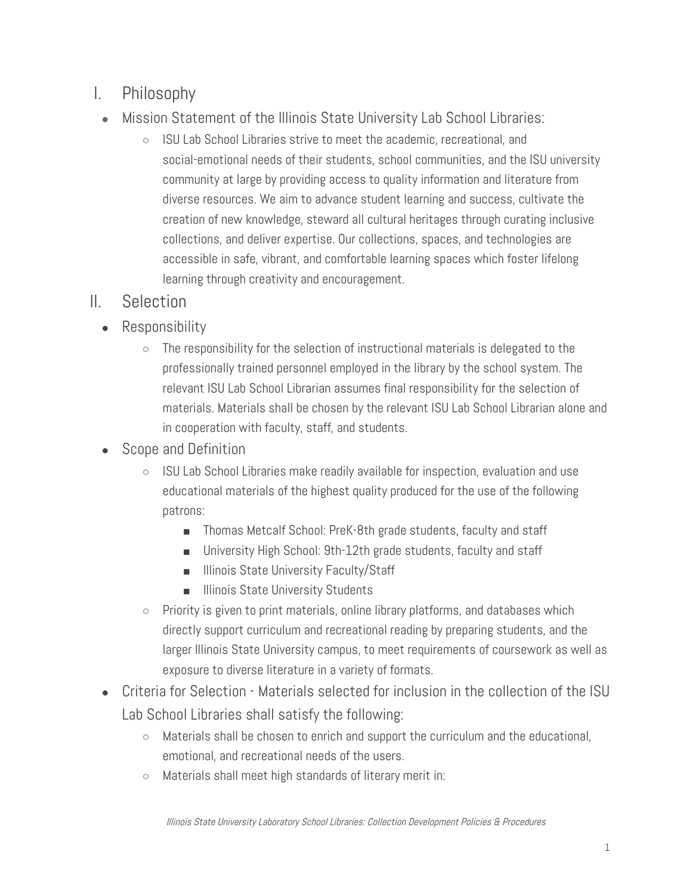## I. Philosophy

- Mission Statement of the Illinois State University Lab School Libraries:
    - ISU Lab School Libraries strive to meet the academic, recreational, and social-emotional needs of their students, school communities, and the ISU university community at large by providing access to quality information and literature from diverse resources. We aim to advance student learning and success, cultivate the creation of new knowledge, steward all cultural heritages through curating inclusive collections, and deliver expertise. Our collections, spaces, and technologies are accessible in safe, vibrant, and comfortable learning spaces which foster lifelong learning through creativity and encouragement.

## II. Selection

- Responsibility
    - The responsibility for the selection of instructional materials is delegated to the professionally trained personnel employed in the library by the school system. The relevant ISU Lab School Librarian assumes final responsibility for the selection of materials. Materials shall be chosen by the relevant ISU Lab School Librarian alone and in cooperation with faculty, staff, and students.
- Scope and Definition
    - ISU Lab School Libraries make readily available for inspection, evaluation and use educational materials of the highest quality produced for the use of the following patrons:
        - Thomas Metcalf School: PreK-8th grade students, faculty and staff
        - University High School: 9th-12th grade students, faculty and staff
        - Illinois State University Faculty/Staff
        - Illinois State University Students
    - Priority is given to print materials, online library platforms, and databases which directly support curriculum and recreational reading by preparing students, and the larger Illinois State University campus, to meet requirements of coursework as well as exposure to diverse literature in a variety of formats.
- Criteria for Selection - Materials selected for inclusion in the collection of the ISU Lab School Libraries shall satisfy the following:
    - Materials shall be chosen to enrich and support the curriculum and the educational, emotional, and recreational needs of the users.
    - Materials shall meet high standards of literary merit in: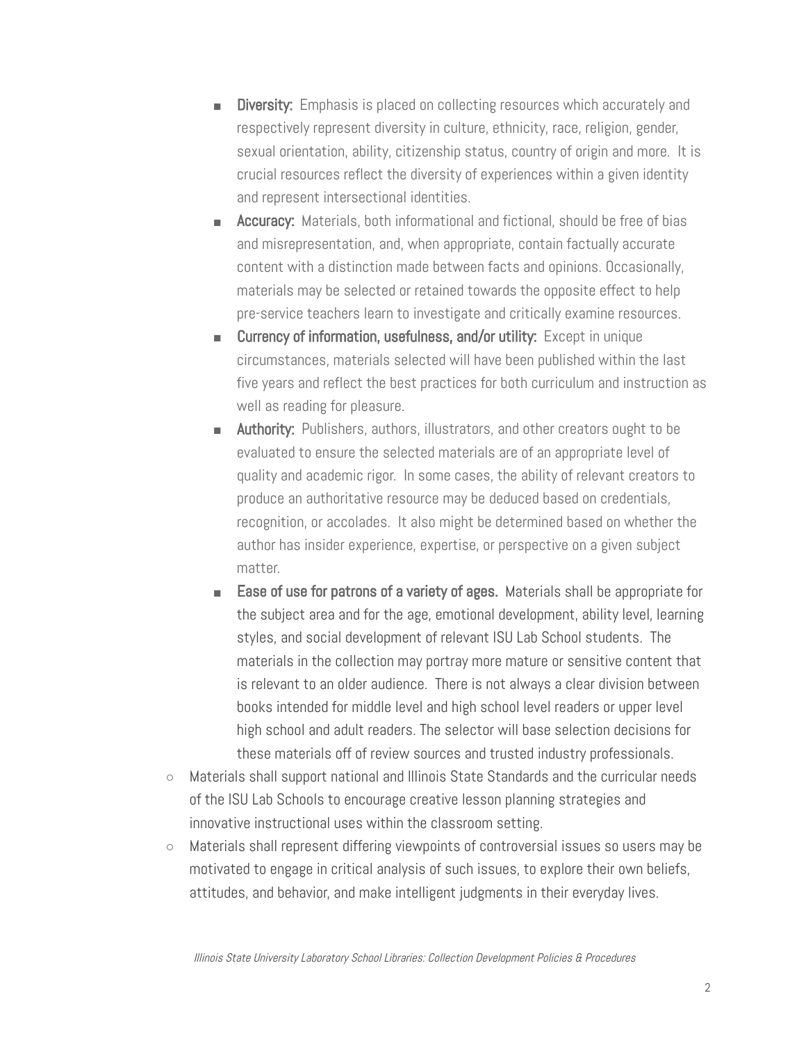- **Diversity:** Emphasis is placed on collecting resources which accurately and respectively represent diversity in culture, ethnicity, race, religion, gender, sexual orientation, ability, citizenship status, country of origin and more. It is crucial resources reflect the diversity of experiences within a given identity and represent intersectional identities.
- **Accuracy:** Materials, both informational and fictional, should be free of bias and misrepresentation, and, when appropriate, contain factually accurate content with a distinction made between facts and opinions. Occasionally, materials may be selected or retained towards the opposite effect to help pre-service teachers learn to investigate and critically examine resources.
- **Currency of information, usefulness, and/or utility:** Except in unique circumstances, materials selected will have been published within the last five years and reflect the best practices for both curriculum and instruction as well as reading for pleasure.
- **Authority:** Publishers, authors, illustrators, and other creators ought to be evaluated to ensure the selected materials are of an appropriate level of quality and academic rigor. In some cases, the ability of relevant creators to produce an authoritative resource may be deduced based on credentials, recognition, or accolades. It also might be determined based on whether the author has insider experience, expertise, or perspective on a given subject matter.
- **Ease of use for patrons of a variety of ages.** Materials shall be appropriate for the subject area and for the age, emotional development, ability level, learning styles, and social development of relevant ISU Lab School students. The materials in the collection may portray more mature or sensitive content that is relevant to an older audience. There is not always a clear division between books intended for middle level and high school level readers or upper level high school and adult readers. The selector will base selection decisions for these materials off of review sources and trusted industry professionals.

- Materials shall support national and Illinois State Standards and the curricular needs of the ISU Lab Schools to encourage creative lesson planning strategies and innovative instructional uses within the classroom setting.
- Materials shall represent differing viewpoints of controversial issues so users may be motivated to engage in critical analysis of such issues, to explore their own beliefs, attitudes, and behavior, and make intelligent judgments in their everyday lives.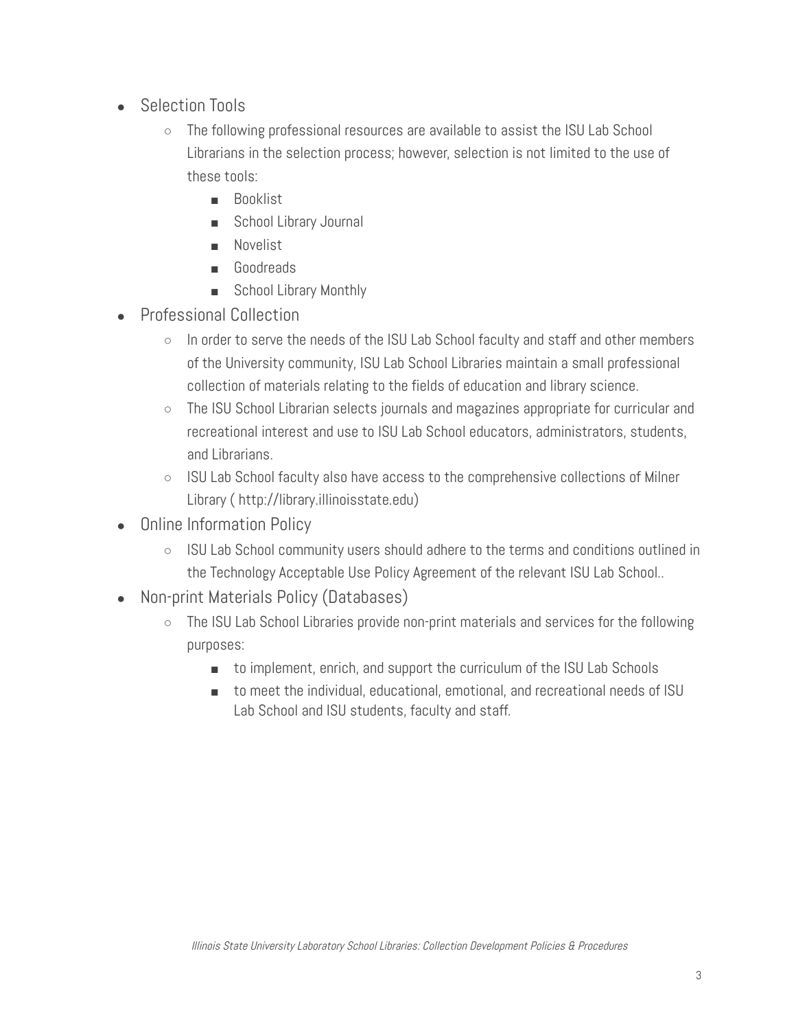- Selection Tools
    - The following professional resources are available to assist the ISU Lab School Librarians in the selection process; however, selection is not limited to the use of these tools:
        - Booklist
        - School Library Journal
        - Novelist
        - Goodreads
        - School Library Monthly
- Professional Collection
    - In order to serve the needs of the ISU Lab School faculty and staff and other members of the University community, ISU Lab School Libraries maintain a small professional collection of materials relating to the fields of education and library science.
    - The ISU School Librarian selects journals and magazines appropriate for curricular and recreational interest and use to ISU Lab School educators, administrators, students, and Librarians.
    - ISU Lab School faculty also have access to the comprehensive collections of Milner Library ( http://library.illinoisstate.edu)
- Online Information Policy
    - ISU Lab School community users should adhere to the terms and conditions outlined in the Technology Acceptable Use Policy Agreement of the relevant ISU Lab School..
- Non-print Materials Policy (Databases)
    - The ISU Lab School Libraries provide non-print materials and services for the following purposes:
        - to implement, enrich, and support the curriculum of the ISU Lab Schools
        - to meet the individual, educational, emotional, and recreational needs of ISU Lab School and ISU students, faculty and staff.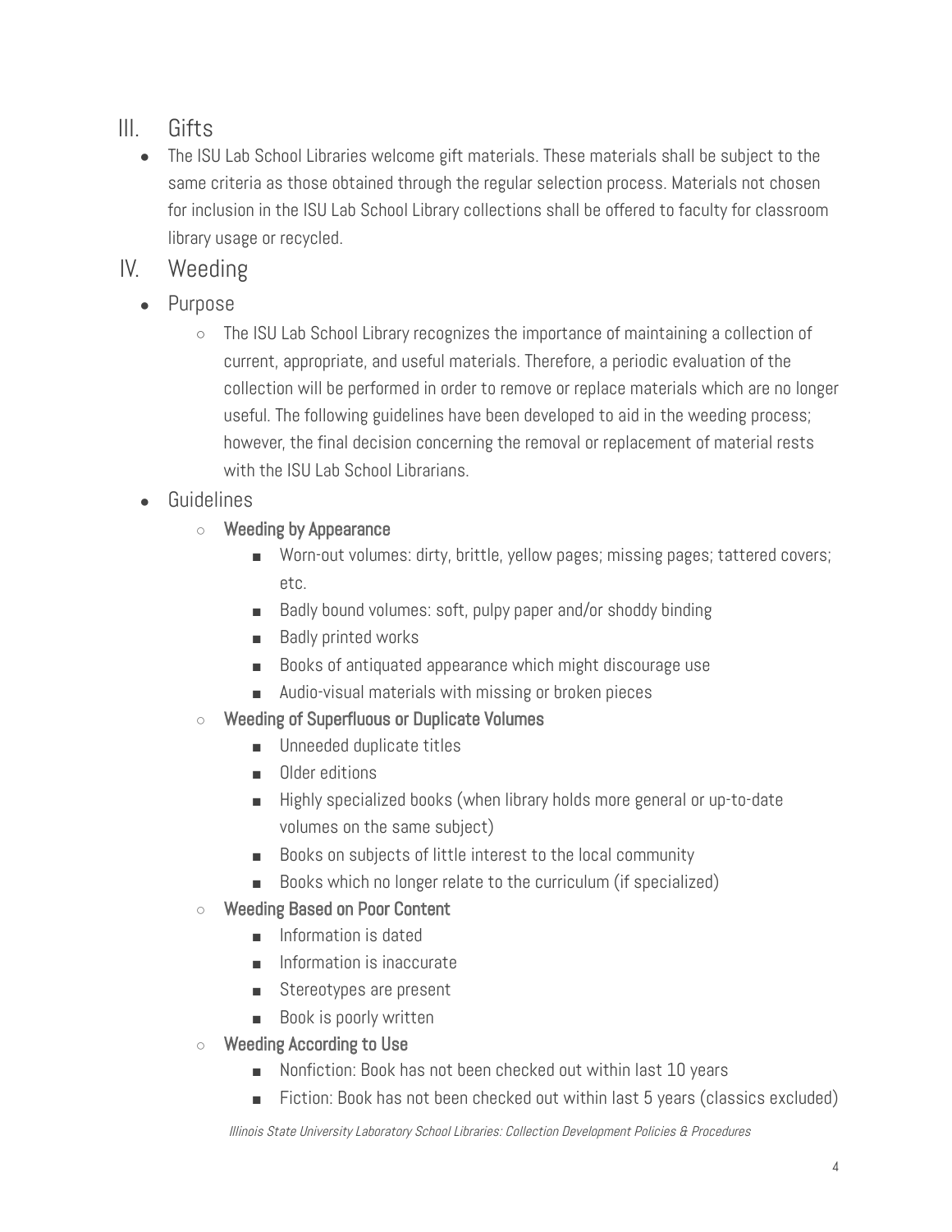## III. Gifts

- The ISU Lab School Libraries welcome gift materials. These materials shall be subject to the same criteria as those obtained through the regular selection process. Materials not chosen for inclusion in the ISU Lab School Library collections shall be offered to faculty for classroom library usage or recycled.

## IV. Weeding

- Purpose
  - The ISU Lab School Library recognizes the importance of maintaining a collection of current, appropriate, and useful materials. Therefore, a periodic evaluation of the collection will be performed in order to remove or replace materials which are no longer useful. The following guidelines have been developed to aid in the weeding process; however, the final decision concerning the removal or replacement of material rests with the ISU Lab School Librarians.
- Guidelines
  - **Weeding by Appearance**
    - Worn-out volumes: dirty, brittle, yellow pages; missing pages; tattered covers; etc.
    - Badly bound volumes: soft, pulpy paper and/or shoddy binding
    - Badly printed works
    - Books of antiquated appearance which might discourage use
    - Audio-visual materials with missing or broken pieces
  - **Weeding of Superfluous or Duplicate Volumes**
    - Unneeded duplicate titles
    - Older editions
    - Highly specialized books (when library holds more general or up-to-date volumes on the same subject)
    - Books on subjects of little interest to the local community
    - Books which no longer relate to the curriculum (if specialized)
  - **Weeding Based on Poor Content**
    - Information is dated
    - Information is inaccurate
    - Stereotypes are present
    - Book is poorly written
  - **Weeding According to Use**
    - Nonfiction: Book has not been checked out within last 10 years
    - Fiction: Book has not been checked out within last 5 years (classics excluded)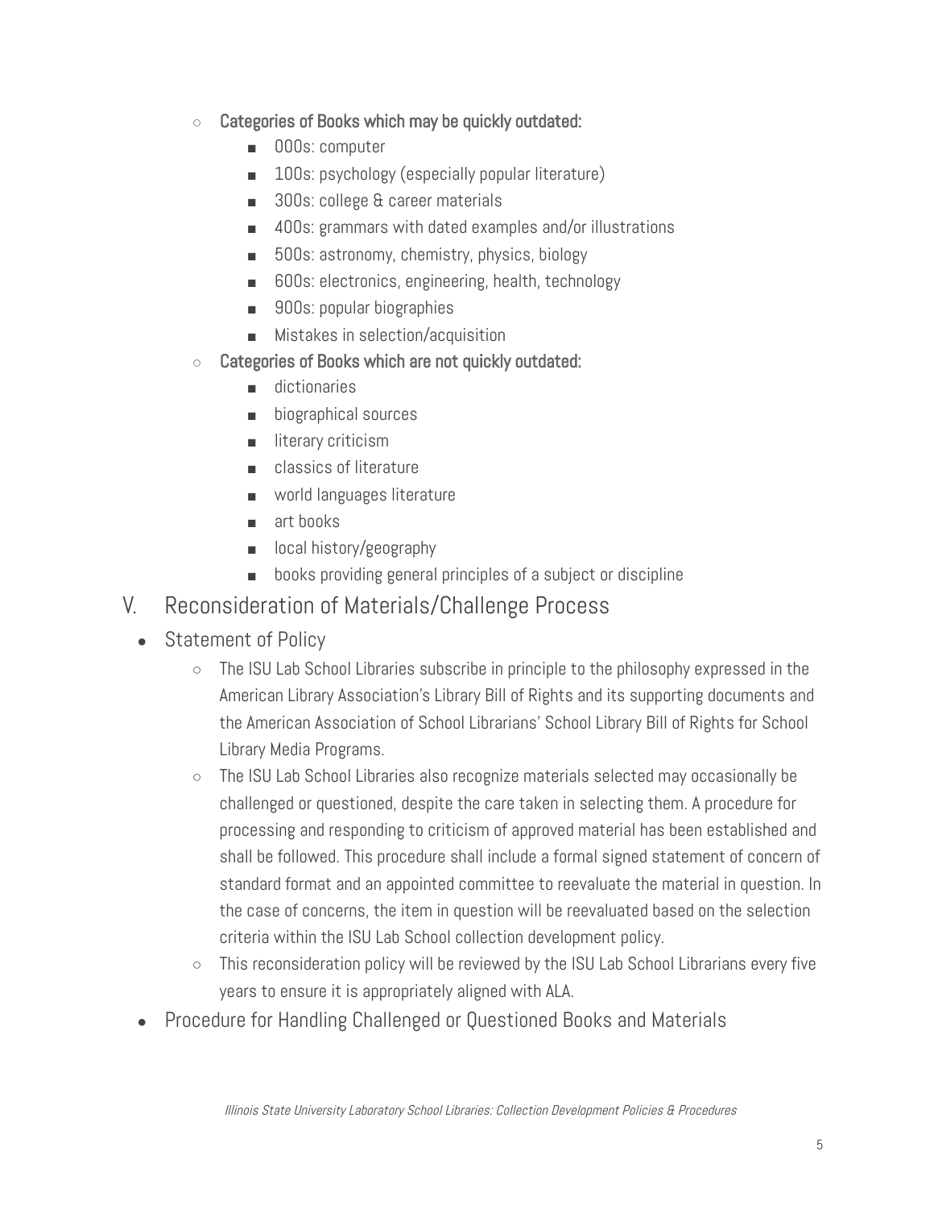- **Categories of Books which may be quickly outdated:**
  - 000s: computer
  - 100s: psychology (especially popular literature)
  - 300s: college & career materials
  - 400s: grammars with dated examples and/or illustrations
  - 500s: astronomy, chemistry, physics, biology
  - 600s: electronics, engineering, health, technology
  - 900s: popular biographies
  - Mistakes in selection/acquisition
- **Categories of Books which are not quickly outdated:**
  - dictionaries
  - biographical sources
  - literary criticism
  - classics of literature
  - world languages literature
  - art books
  - local history/geography
  - books providing general principles of a subject or discipline

## V. Reconsideration of Materials/Challenge Process

- Statement of Policy
  - The ISU Lab School Libraries subscribe in principle to the philosophy expressed in the American Library Association's Library Bill of Rights and its supporting documents and the American Association of School Librarians' School Library Bill of Rights for School Library Media Programs.
  - The ISU Lab School Libraries also recognize materials selected may occasionally be challenged or questioned, despite the care taken in selecting them. A procedure for processing and responding to criticism of approved material has been established and shall be followed. This procedure shall include a formal signed statement of concern of standard format and an appointed committee to reevaluate the material in question. In the case of concerns, the item in question will be reevaluated based on the selection criteria within the ISU Lab School collection development policy.
  - This reconsideration policy will be reviewed by the ISU Lab School Librarians every five years to ensure it is appropriately aligned with ALA.
- Procedure for Handling Challenged or Questioned Books and Materials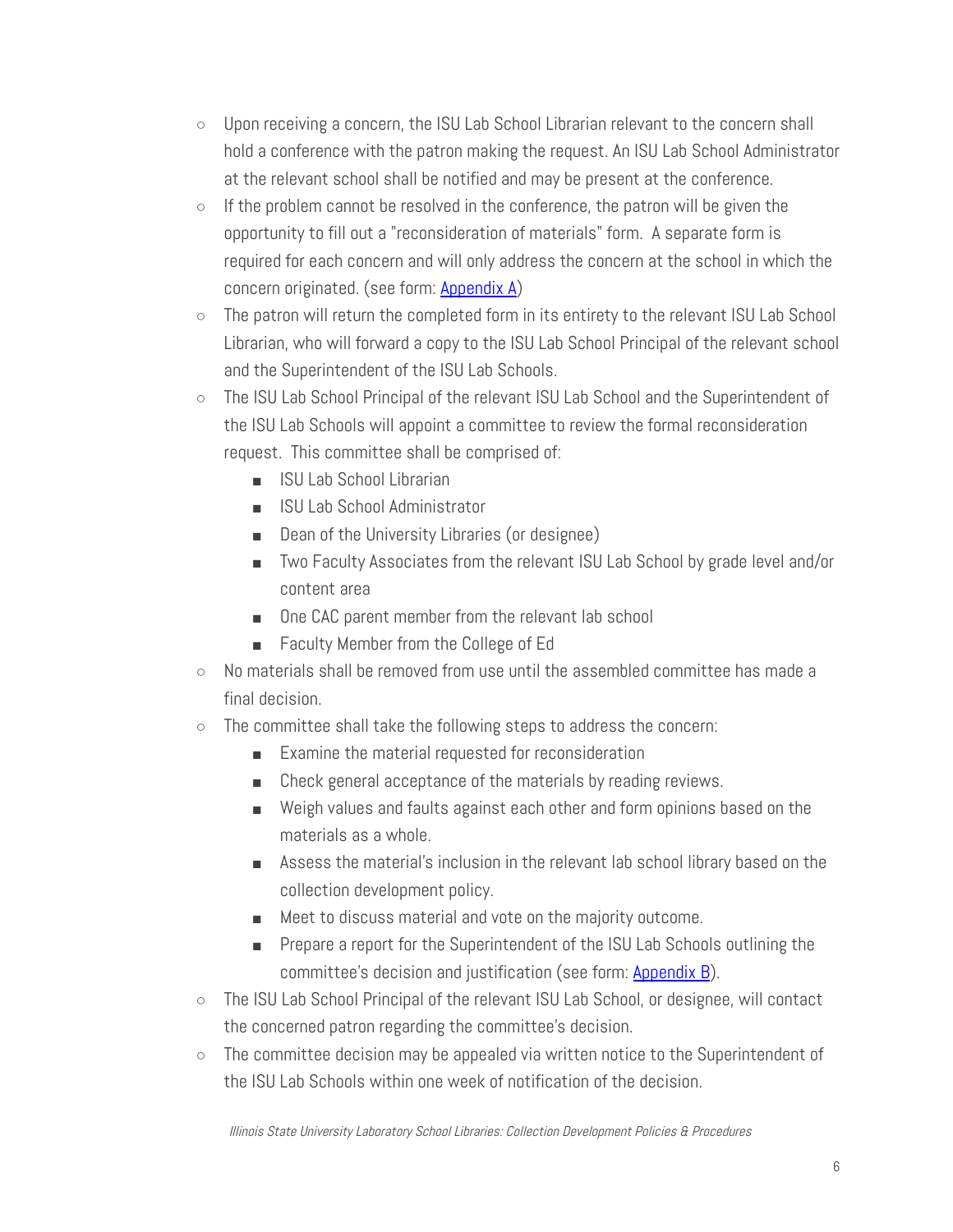- Upon receiving a concern, the ISU Lab School Librarian relevant to the concern shall hold a conference with the patron making the request. An ISU Lab School Administrator at the relevant school shall be notified and may be present at the conference.
- If the problem cannot be resolved in the conference, the patron will be given the opportunity to fill out a "reconsideration of materials" form. A separate form is required for each concern and will only address the concern at the school in which the concern originated. (see form: [Appendix A](#))
- The patron will return the completed form in its entirety to the relevant ISU Lab School Librarian, who will forward a copy to the ISU Lab School Principal of the relevant school and the Superintendent of the ISU Lab Schools.
- The ISU Lab School Principal of the relevant ISU Lab School and the Superintendent of the ISU Lab Schools will appoint a committee to review the formal reconsideration request. This committee shall be comprised of:
    - ISU Lab School Librarian
    - ISU Lab School Administrator
    - Dean of the University Libraries (or designee)
    - Two Faculty Associates from the relevant ISU Lab School by grade level and/or content area
    - One CAC parent member from the relevant lab school
    - Faculty Member from the College of Ed
- No materials shall be removed from use until the assembled committee has made a final decision.
- The committee shall take the following steps to address the concern:
    - Examine the material requested for reconsideration
    - Check general acceptance of the materials by reading reviews.
    - Weigh values and faults against each other and form opinions based on the materials as a whole.
    - Assess the material's inclusion in the relevant lab school library based on the collection development policy.
    - Meet to discuss material and vote on the majority outcome.
    - Prepare a report for the Superintendent of the ISU Lab Schools outlining the committee's decision and justification (see form: [Appendix B](#)).
- The ISU Lab School Principal of the relevant ISU Lab School, or designee, will contact the concerned patron regarding the committee's decision.
- The committee decision may be appealed via written notice to the Superintendent of the ISU Lab Schools within one week of notification of the decision.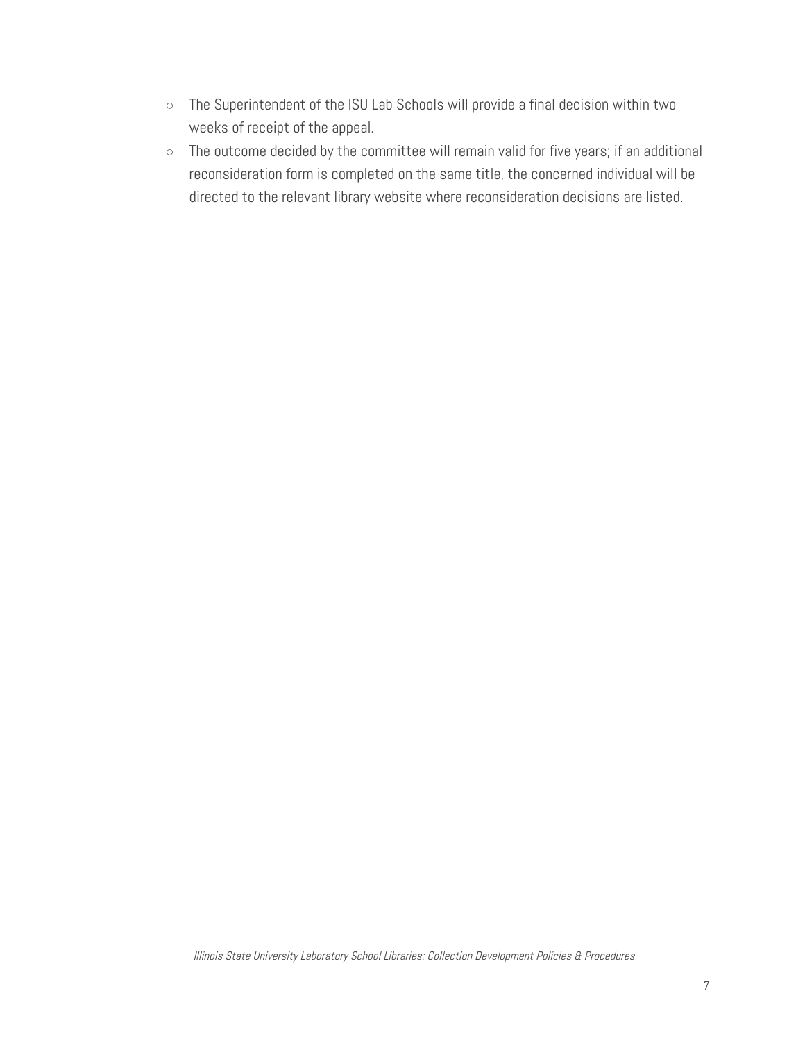- The Superintendent of the ISU Lab Schools will provide a final decision within two weeks of receipt of the appeal.
- The outcome decided by the committee will remain valid for five years; if an additional reconsideration form is completed on the same title, the concerned individual will be directed to the relevant library website where reconsideration decisions are listed.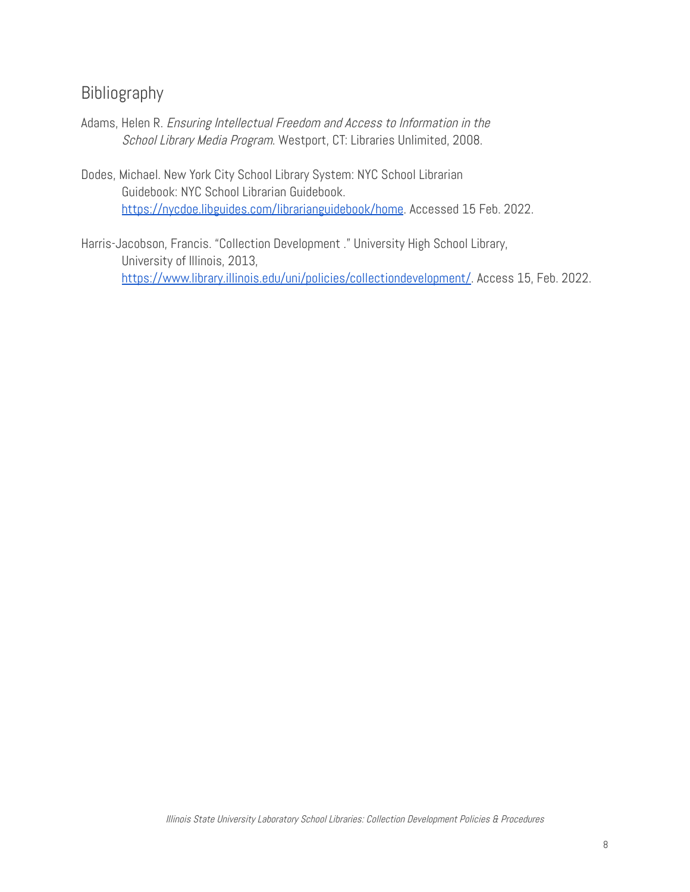## Bibliography

Adams, Helen R. *Ensuring Intellectual Freedom and Access to Information in the School Library Media Program*. Westport, CT: Libraries Unlimited, 2008.

Dodes, Michael. New York City School Library System: NYC School Librarian Guidebook: NYC School Librarian Guidebook. [https://nycdoe.libguides.com/librarianguidebook/home](https://nycdoe.libguides.com/librarianguidebook/home). Accessed 15 Feb. 2022.

Harris-Jacobson, Francis. "Collection Development ." University High School Library, University of Illinois, 2013, [https://www.library.illinois.edu/uni/policies/collectiondevelopment/](https://www.library.illinois.edu/uni/policies/collectiondevelopment/). Access 15, Feb. 2022.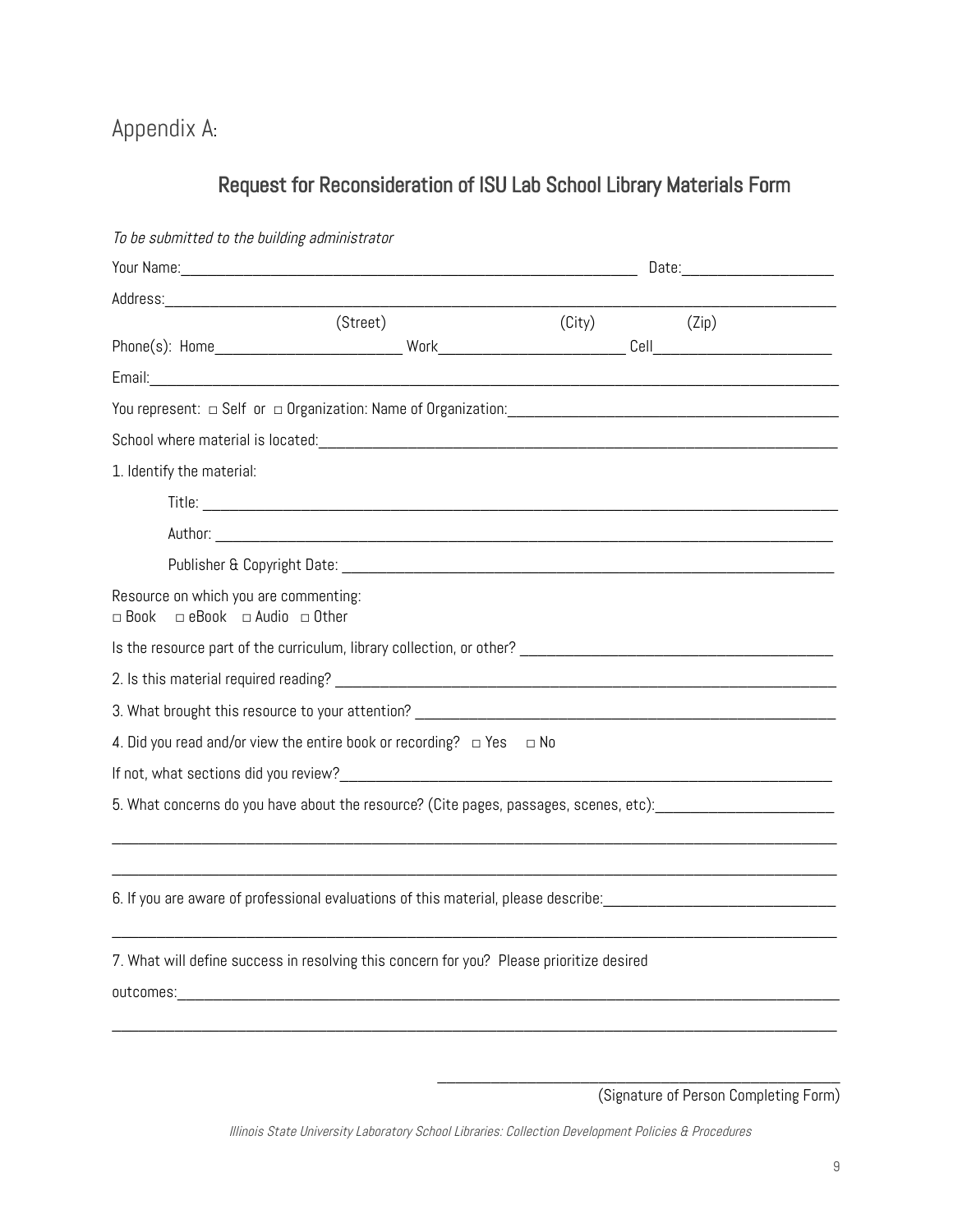# Appendix A:

## Request for Reconsideration of ISU Lab School Library Materials Form

*To be submitted to the building administrator*

Your Name:______________________________________________________ Date:____________________

Address:_____________________________________________________________________________________

(Street) (City) (Zip)

Phone(s): Home________________________ Work________________________ Cell________________________

Email:_______________________________________________________________________________________

You represent: □ Self or □ Organization: Name of Organization:___________________________________________

School where material is located:______________________________________________________________________

1. Identify the material:

   Title: __________________________________________________________________________________

   Author: ________________________________________________________________________________

   Publisher & Copyright Date: ________________________________________________________________

Resource on which you are commenting:
□ Book □ eBook □ Audio □ Other

Is the resource part of the curriculum, library collection, or other? ________________________________________

2. Is this material required reading? __________________________________________________________________

3. What brought this resource to your attention? ________________________________________________________

4. Did you read and/or view the entire book or recording? □ Yes □ No

If not, what sections did you review?__________________________________________________________________

5. What concerns do you have about the resource? (Cite pages, passages, scenes, etc):_______________________

_____________________________________________________________________________________________

_____________________________________________________________________________________________

6. If you are aware of professional evaluations of this material, please describe:_____________________________

_____________________________________________________________________________________________

7. What will define success in resolving this concern for you? Please prioritize desired

outcomes:____________________________________________________________________________________

_____________________________________________________________________________________________

_____________________________________________________

(Signature of Person Completing Form)

*Illinois State University Laboratory School Libraries: Collection Development Policies & Procedures*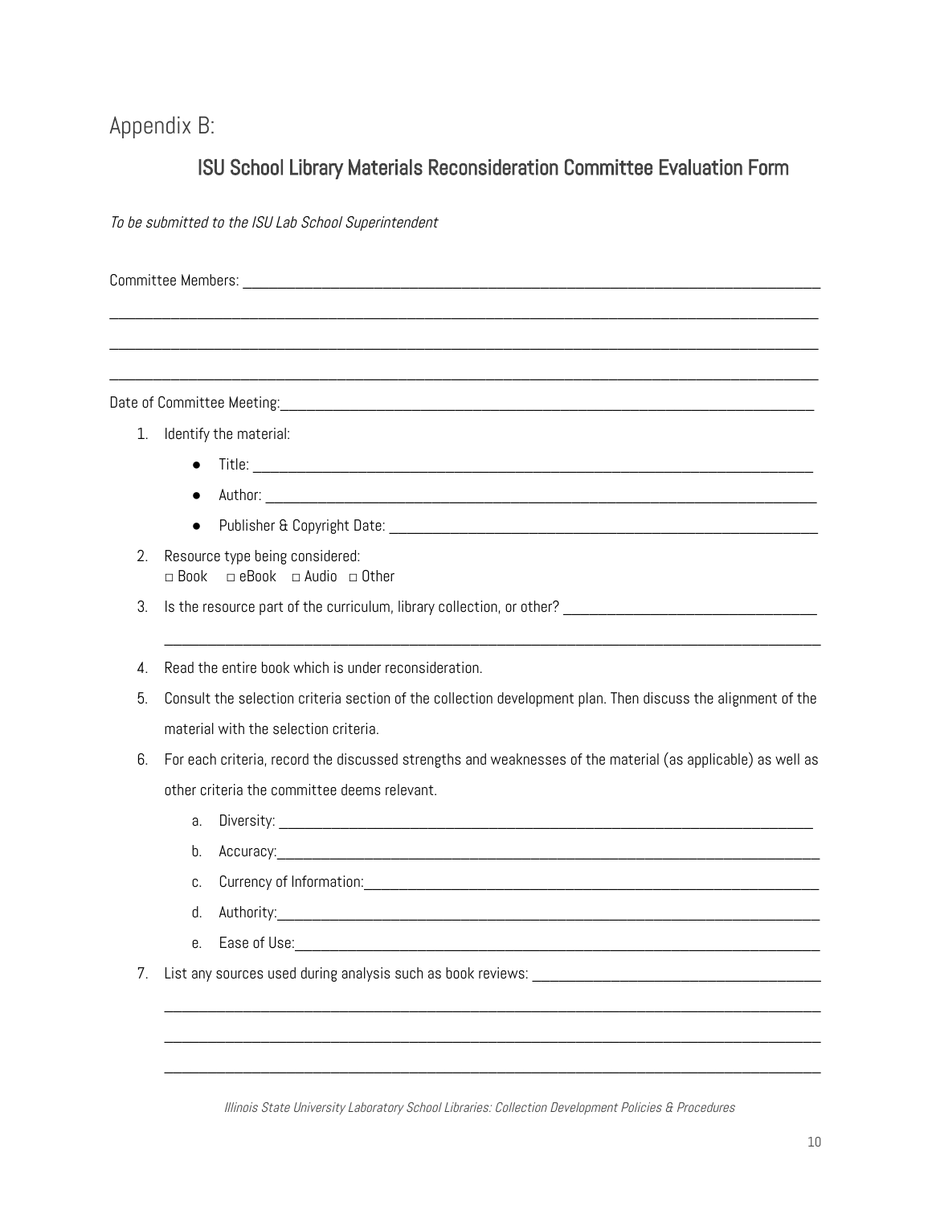# Appendix B:

## ISU School Library Materials Reconsideration Committee Evaluation Form

*To be submitted to the ISU Lab School Superintendent*

Committee Members: ______________________________________________________________________________

______________________________________________________________________________________________

______________________________________________________________________________________________

______________________________________________________________________________________________

Date of Committee Meeting:_________________________________________________________________________

1. Identify the material:
   - Title: ____________________________________________________________________________
   - Author: __________________________________________________________________________
   - Publisher & Copyright Date: ____________________________________________________
2. Resource type being considered:
   □ Book □ eBook □ Audio □ Other
3. Is the resource part of the curriculum, library collection, or other? _________________________________

   ______________________________________________________________________________________________
4. Read the entire book which is under reconsideration.
5. Consult the selection criteria section of the collection development plan. Then discuss the alignment of the material with the selection criteria.
6. For each criteria, record the discussed strengths and weaknesses of the material (as applicable) as well as other criteria the committee deems relevant.
   a. Diversity: ______________________________________________________________________
   b. Accuracy:______________________________________________________________________
   c. Currency of Information:__________________________________________________________
   d. Authority:______________________________________________________________________
   e. Ease of Use:____________________________________________________________________
7. List any sources used during analysis such as book reviews: ____________________________________

   ______________________________________________________________________________________________

   ______________________________________________________________________________________________

   ______________________________________________________________________________________________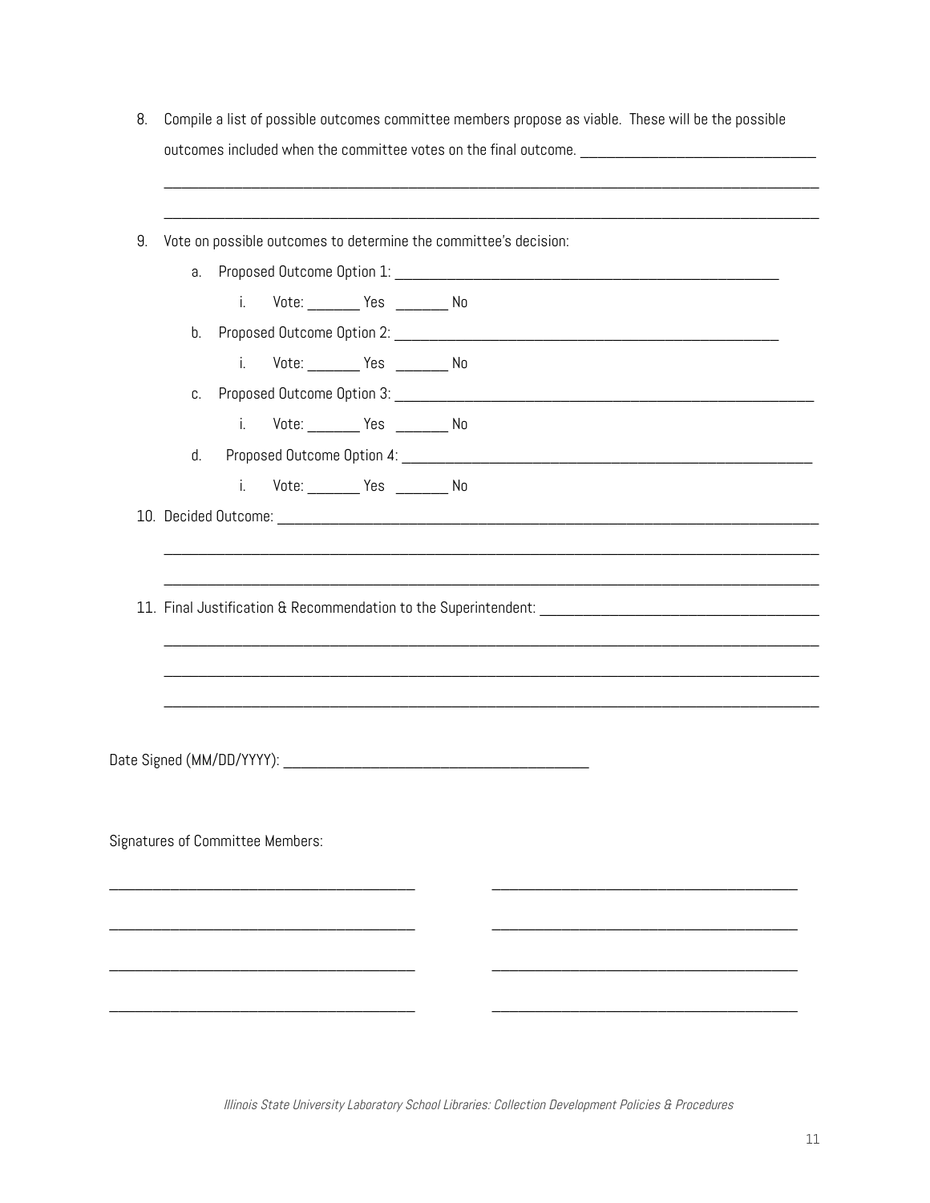8. Compile a list of possible outcomes committee members propose as viable. These will be the possible outcomes included when the committee votes on the final outcome. ________________________________
_______________________________________________________________________________________
_______________________________________________________________________________________

9. Vote on possible outcomes to determine the committee's decision:
   a. Proposed Outcome Option 1: ______________________________________________________
      i. Vote: _______ Yes _______ No
   b. Proposed Outcome Option 2: ______________________________________________________
      i. Vote: _______ Yes _______ No
   c. Proposed Outcome Option 3: __________________________________________________________
      i. Vote: _______ Yes _______ No
   d. Proposed Outcome Option 4: _________________________________________________________
      i. Vote: _______ Yes _______ No

10. Decided Outcome: __________________________________________________________________________
_______________________________________________________________________________________
_______________________________________________________________________________________

11. Final Justification & Recommendation to the Superintendent: _____________________________________
_______________________________________________________________________________________
_______________________________________________________________________________________
_______________________________________________________________________________________

Date Signed (MM/DD/YYYY): ________________________________________

Signatures of Committee Members:

________________________________________ ________________________________________

________________________________________ ________________________________________

________________________________________ ________________________________________

________________________________________ ________________________________________

*Illinois State University Laboratory School Libraries: Collection Development Policies & Procedures*